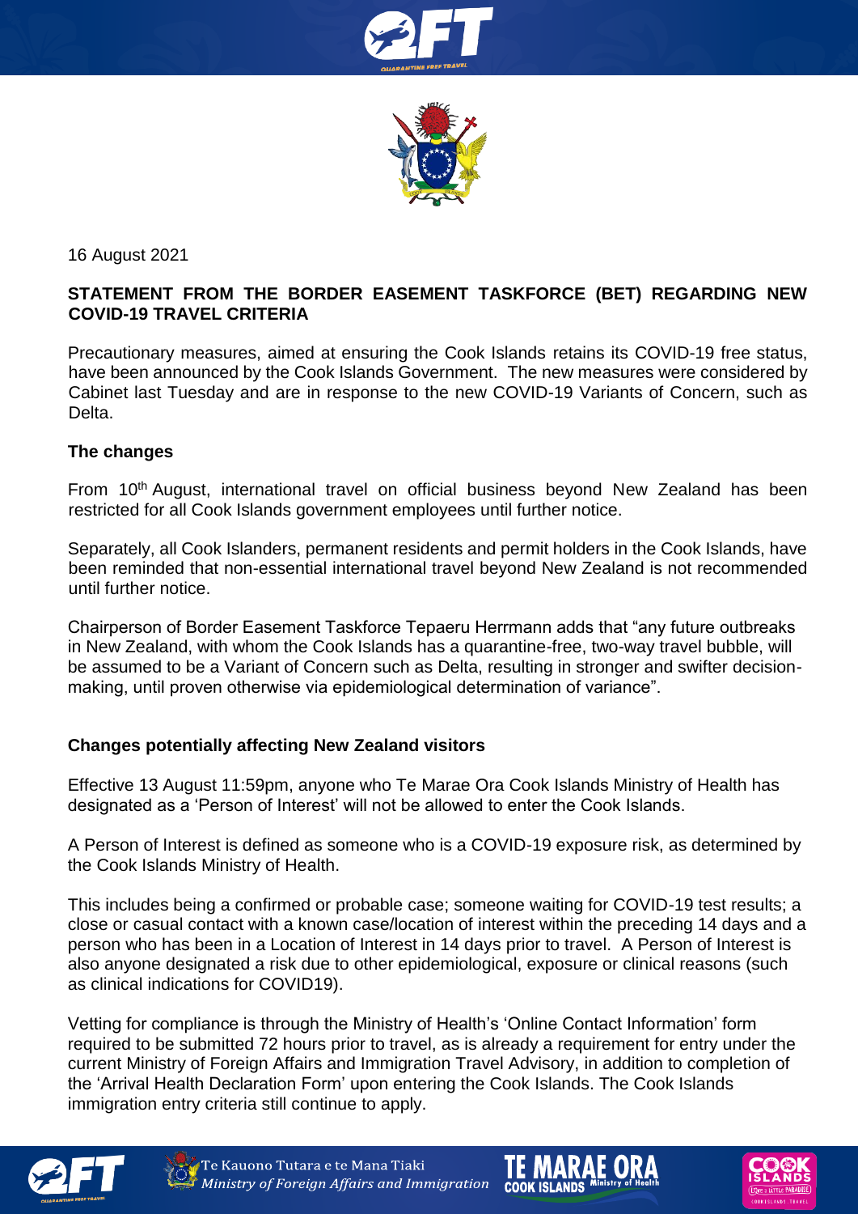16 August 2021

**STATEMENT FROM THE BORDER EASEMENT TASKFORCE (BET) REGARDING NEW COVID-19 TRAVEL CRITERIA**

Precautionary measures, aimed at ensuring the Cook Islands retains its COVID-19 free status, have been announced by the Cook Islands Government. The new measures were considered by Cabinet last Tuesday and are in response to the new COVID-19 Variants of Concern, such as Delta.

**The changes**

From 10th August, international travel on official business beyond New Zealand has been restricted for all Cook Islands government employees until further notice.

Separately, all Cook Islanders, permanent residents and permit holders in the Cook Islands, have been reminded that non-essential international travel beyond New Zealand is not recommended until further notice.

Chairperson of Border Easement Taskforce Tepaeru Herrmann adds that "any future outbreaks in New Zealand, with whom the Cook Islands has a quarantine-free, two-way travel bubble, will be assumed to be a Variant of Concern such as Delta, resulting in stronger and swifter decision-making, until proven otherwise via epidemiological determination of variance".

**Changes potentially affecting New Zealand visitors**

Effective 13 August 11:59pm, anyone who Te Marae Ora Cook Islands Ministry of Health has designated as a 'Person of Interest' will not be allowed to enter the Cook Islands.

A Person of Interest is defined as someone who is a COVID-19 exposure risk, as determined by the Cook Islands Ministry of Health.

This includes being a confirmed or probable case; someone waiting for COVID-19 test results; a close or casual contact with a known case/location of interest within the preceding 14 days and a person who has been in a Location of Interest in 14 days prior to travel. A Person of Interest is also anyone designated a risk due to other epidemiological, exposure or clinical reasons (such as clinical indications for COVID19).

Vetting for compliance is through the Ministry of Health's 'Online Contact Information' form required to be submitted 72 hours prior to travel, as is already a requirement for entry under the current Ministry of Foreign Affairs and Immigration Travel Advisory, in addition to completion of the 'Arrival Health Declaration Form' upon entering the Cook Islands. The Cook Islands immigration entry criteria still continue to apply.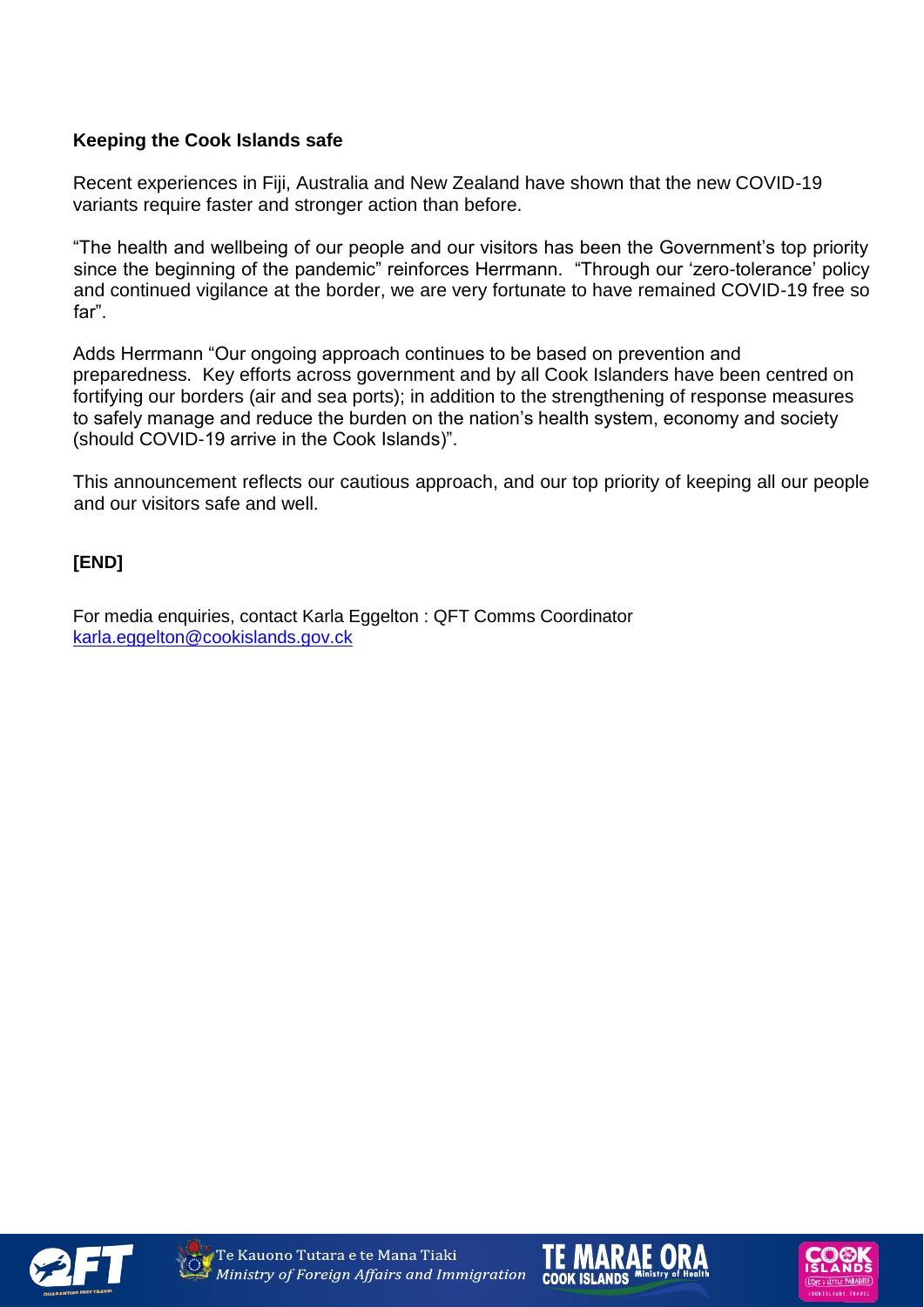**Keeping the Cook Islands safe**

Recent experiences in Fiji, Australia and New Zealand have shown that the new COVID-19 variants require faster and stronger action than before.

“The health and wellbeing of our people and our visitors has been the Government’s top priority since the beginning of the pandemic” reinforces Herrmann. “Through our ‘zero-tolerance’ policy and continued vigilance at the border, we are very fortunate to have remained COVID-19 free so far”.

Adds Herrmann “Our ongoing approach continues to be based on prevention and preparedness. Key efforts across government and by all Cook Islanders have been centred on fortifying our borders (air and sea ports); in addition to the strengthening of response measures to safely manage and reduce the burden on the nation’s health system, economy and society (should COVID-19 arrive in the Cook Islands)”.

This announcement reflects our cautious approach, and our top priority of keeping all our people and our visitors safe and well.

**[END]**

For media enquiries, contact Karla Eggelton : QFT Comms Coordinator
karla.eggelton@cookislands.gov.ck